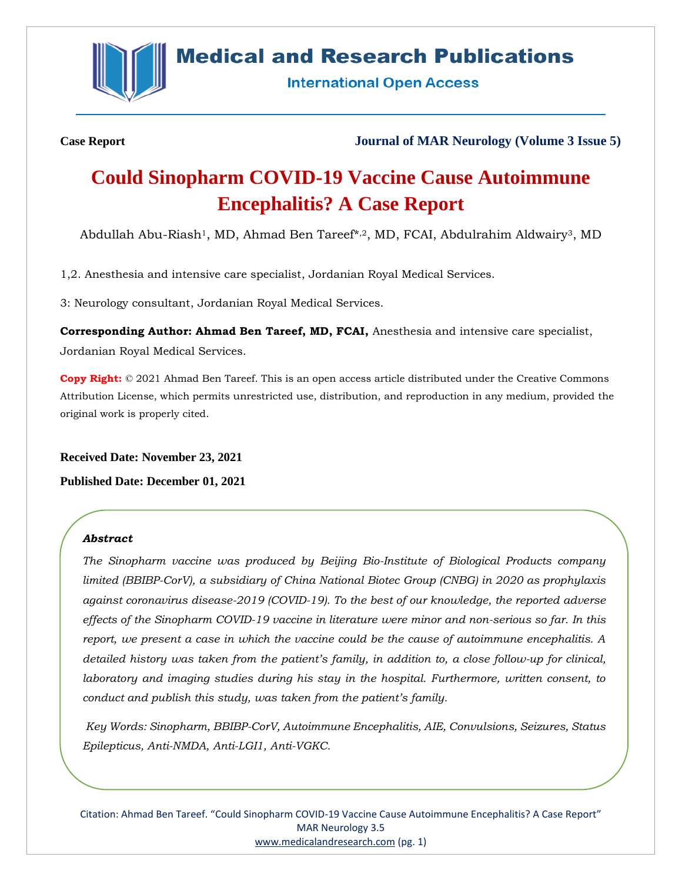Case Report

Journal of MAR Neurology (Volume 3 Issue 5)

# Could Sinopharm COVID-19 Vaccine Cause Autoimmune Encephalitis? A Case Report

Abdullah Abu-Riash[1], MD, Ahmad Ben Tareef*[,2], MD, FCAI, Abdulrahim Aldwairy[3], MD

1,2. Anesthesia and intensive care specialist, Jordanian Royal Medical Services.

3: Neurology consultant, Jordanian Royal Medical Services.

**Corresponding Author: Ahmad Ben Tareef, MD, FCAI,** Anesthesia and intensive care specialist, Jordanian Royal Medical Services.

**Copy Right:** © 2021 Ahmad Ben Tareef. This is an open access article distributed under the Creative Commons Attribution License, which permits unrestricted use, distribution, and reproduction in any medium, provided the original work is properly cited.

**Received Date: November 23, 2021**

**Published Date: December 01, 2021**

## *Abstract*

*The Sinopharm vaccine was produced by Beijing Bio-Institute of Biological Products company limited (BBIBP-CorV), a subsidiary of China National Biotec Group (CNBG) in 2020 as prophylaxis against coronavirus disease-2019 (COVID-19). To the best of our knowledge, the reported adverse effects of the Sinopharm COVID-19 vaccine in literature were minor and non-serious so far. In this report, we present a case in which the vaccine could be the cause of autoimmune encephalitis. A detailed history was taken from the patient's family, in addition to, a close follow-up for clinical, laboratory and imaging studies during his stay in the hospital. Furthermore, written consent, to conduct and publish this study, was taken from the patient's family.*

*Key Words: Sinopharm, BBIBP-CorV, Autoimmune Encephalitis, AIE, Convulsions, Seizures, Status Epilepticus, Anti-NMDA, Anti-LGI1, Anti-VGKC.*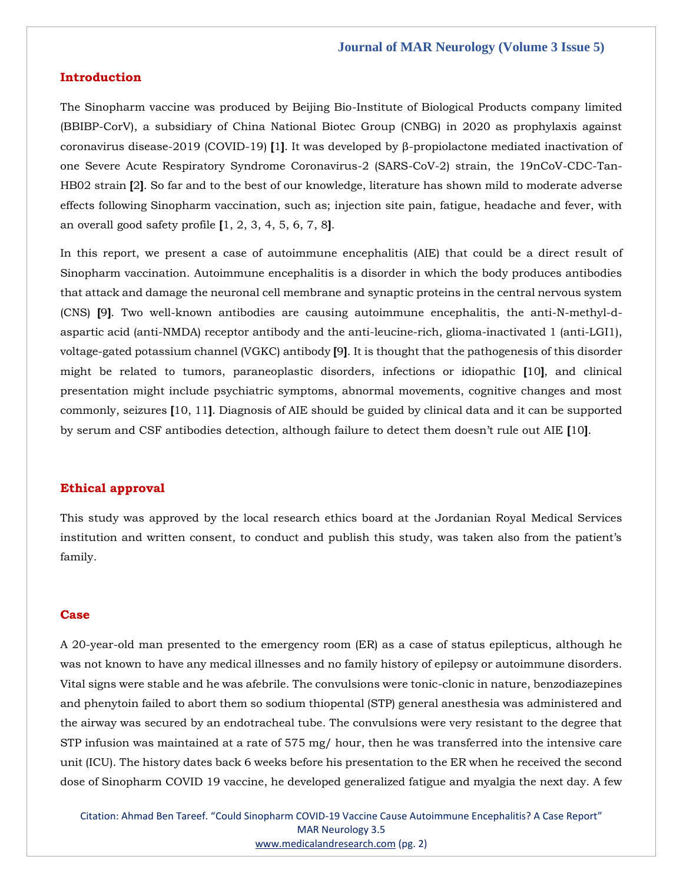## Introduction

The Sinopharm vaccine was produced by Beijing Bio-Institute of Biological Products company limited (BBIBP-CorV), a subsidiary of China National Biotec Group (CNBG) in 2020 as prophylaxis against coronavirus disease-2019 (COVID-19) [1]. It was developed by β-propiolactone mediated inactivation of one Severe Acute Respiratory Syndrome Coronavirus-2 (SARS-CoV-2) strain, the 19nCoV-CDC-Tan-HB02 strain [2]. So far and to the best of our knowledge, literature has shown mild to moderate adverse effects following Sinopharm vaccination, such as; injection site pain, fatigue, headache and fever, with an overall good safety profile [1, 2, 3, 4, 5, 6, 7, 8].

In this report, we present a case of autoimmune encephalitis (AIE) that could be a direct result of Sinopharm vaccination. Autoimmune encephalitis is a disorder in which the body produces antibodies that attack and damage the neuronal cell membrane and synaptic proteins in the central nervous system (CNS) [9]. Two well-known antibodies are causing autoimmune encephalitis, the anti-N-methyl-d-aspartic acid (anti-NMDA) receptor antibody and the anti-leucine-rich, glioma-inactivated 1 (anti-LGI1), voltage-gated potassium channel (VGKC) antibody [9]. It is thought that the pathogenesis of this disorder might be related to tumors, paraneoplastic disorders, infections or idiopathic [10], and clinical presentation might include psychiatric symptoms, abnormal movements, cognitive changes and most commonly, seizures [10, 11]. Diagnosis of AIE should be guided by clinical data and it can be supported by serum and CSF antibodies detection, although failure to detect them doesn't rule out AIE [10].

## Ethical approval

This study was approved by the local research ethics board at the Jordanian Royal Medical Services institution and written consent, to conduct and publish this study, was taken also from the patient's family.

## Case

A 20-year-old man presented to the emergency room (ER) as a case of status epilepticus, although he was not known to have any medical illnesses and no family history of epilepsy or autoimmune disorders. Vital signs were stable and he was afebrile. The convulsions were tonic-clonic in nature, benzodiazepines and phenytoin failed to abort them so sodium thiopental (STP) general anesthesia was administered and the airway was secured by an endotracheal tube. The convulsions were very resistant to the degree that STP infusion was maintained at a rate of 575 mg/ hour, then he was transferred into the intensive care unit (ICU). The history dates back 6 weeks before his presentation to the ER when he received the second dose of Sinopharm COVID 19 vaccine, he developed generalized fatigue and myalgia the next day. A few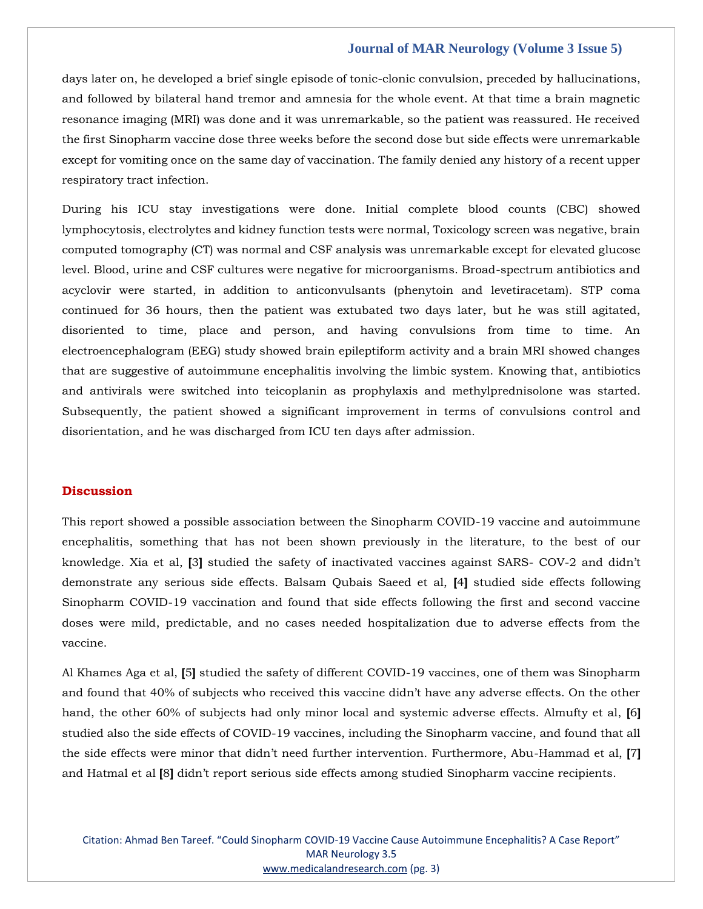days later on, he developed a brief single episode of tonic-clonic convulsion, preceded by hallucinations, and followed by bilateral hand tremor and amnesia for the whole event. At that time a brain magnetic resonance imaging (MRI) was done and it was unremarkable, so the patient was reassured. He received the first Sinopharm vaccine dose three weeks before the second dose but side effects were unremarkable except for vomiting once on the same day of vaccination. The family denied any history of a recent upper respiratory tract infection.

During his ICU stay investigations were done. Initial complete blood counts (CBC) showed lymphocytosis, electrolytes and kidney function tests were normal, Toxicology screen was negative, brain computed tomography (CT) was normal and CSF analysis was unremarkable except for elevated glucose level. Blood, urine and CSF cultures were negative for microorganisms. Broad-spectrum antibiotics and acyclovir were started, in addition to anticonvulsants (phenytoin and levetiracetam). STP coma continued for 36 hours, then the patient was extubated two days later, but he was still agitated, disoriented to time, place and person, and having convulsions from time to time. An electroencephalogram (EEG) study showed brain epileptiform activity and a brain MRI showed changes that are suggestive of autoimmune encephalitis involving the limbic system. Knowing that, antibiotics and antivirals were switched into teicoplanin as prophylaxis and methylprednisolone was started. Subsequently, the patient showed a significant improvement in terms of convulsions control and disorientation, and he was discharged from ICU ten days after admission.

## Discussion

This report showed a possible association between the Sinopharm COVID-19 vaccine and autoimmune encephalitis, something that has not been shown previously in the literature, to the best of our knowledge. Xia et al, [3] studied the safety of inactivated vaccines against SARS- COV-2 and didn't demonstrate any serious side effects. Balsam Qubais Saeed et al, [4] studied side effects following Sinopharm COVID-19 vaccination and found that side effects following the first and second vaccine doses were mild, predictable, and no cases needed hospitalization due to adverse effects from the vaccine.

Al Khames Aga et al, [5] studied the safety of different COVID-19 vaccines, one of them was Sinopharm and found that 40% of subjects who received this vaccine didn't have any adverse effects. On the other hand, the other 60% of subjects had only minor local and systemic adverse effects. Almufty et al, [6] studied also the side effects of COVID-19 vaccines, including the Sinopharm vaccine, and found that all the side effects were minor that didn't need further intervention. Furthermore, Abu-Hammad et al, [7] and Hatmal et al [8] didn't report serious side effects among studied Sinopharm vaccine recipients.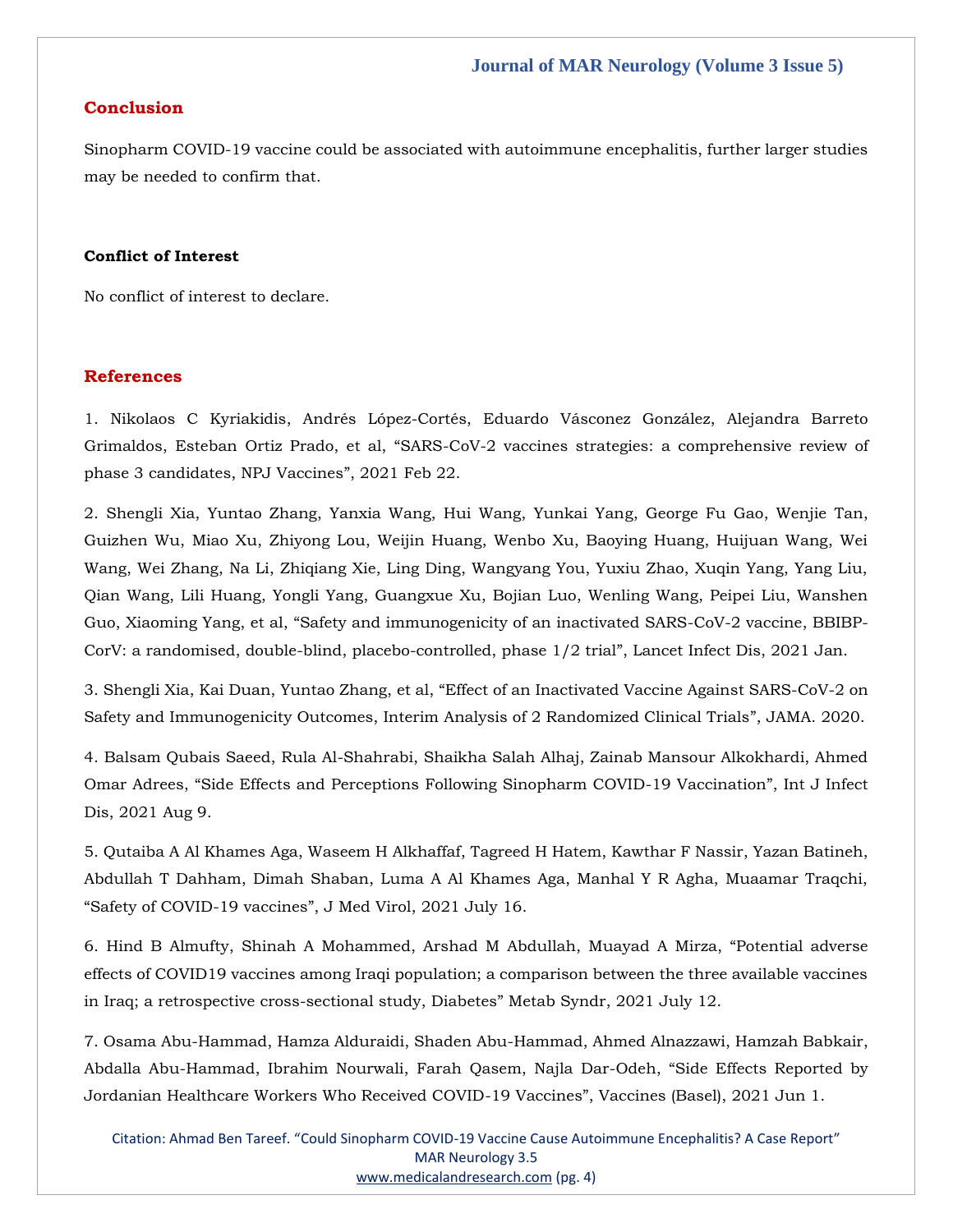## Conclusion

Sinopharm COVID-19 vaccine could be associated with autoimmune encephalitis, further larger studies may be needed to confirm that.

### Conflict of Interest

No conflict of interest to declare.

## References

1. Nikolaos C Kyriakidis, Andrés López-Cortés, Eduardo Vásconez González, Alejandra Barreto Grimaldos, Esteban Ortiz Prado, et al, "SARS-CoV-2 vaccines strategies: a comprehensive review of phase 3 candidates, NPJ Vaccines", 2021 Feb 22.

2. Shengli Xia, Yuntao Zhang, Yanxia Wang, Hui Wang, Yunkai Yang, George Fu Gao, Wenjie Tan, Guizhen Wu, Miao Xu, Zhiyong Lou, Weijin Huang, Wenbo Xu, Baoying Huang, Huijuan Wang, Wei Wang, Wei Zhang, Na Li, Zhiqiang Xie, Ling Ding, Wangyang You, Yuxiu Zhao, Xuqin Yang, Yang Liu, Qian Wang, Lili Huang, Yongli Yang, Guangxue Xu, Bojian Luo, Wenling Wang, Peipei Liu, Wanshen Guo, Xiaoming Yang, et al, "Safety and immunogenicity of an inactivated SARS-CoV-2 vaccine, BBIBP-CorV: a randomised, double-blind, placebo-controlled, phase 1/2 trial", Lancet Infect Dis, 2021 Jan.

3. Shengli Xia, Kai Duan, Yuntao Zhang, et al, "Effect of an Inactivated Vaccine Against SARS-CoV-2 on Safety and Immunogenicity Outcomes, Interim Analysis of 2 Randomized Clinical Trials", JAMA. 2020.

4. Balsam Qubais Saeed, Rula Al-Shahrabi, Shaikha Salah Alhaj, Zainab Mansour Alkokhardi, Ahmed Omar Adrees, "Side Effects and Perceptions Following Sinopharm COVID-19 Vaccination", Int J Infect Dis, 2021 Aug 9.

5. Qutaiba A Al Khames Aga, Waseem H Alkhaffaf, Tagreed H Hatem, Kawthar F Nassir, Yazan Batineh, Abdullah T Dahham, Dimah Shaban, Luma A Al Khames Aga, Manhal Y R Agha, Muaamar Traqchi, "Safety of COVID-19 vaccines", J Med Virol, 2021 July 16.

6. Hind B Almufty, Shinah A Mohammed, Arshad M Abdullah, Muayad A Mirza, "Potential adverse effects of COVID19 vaccines among Iraqi population; a comparison between the three available vaccines in Iraq; a retrospective cross-sectional study, Diabetes" Metab Syndr, 2021 July 12.

7. Osama Abu-Hammad, Hamza Alduraidi, Shaden Abu-Hammad, Ahmed Alnazzawi, Hamzah Babkair, Abdalla Abu-Hammad, Ibrahim Nourwali, Farah Qasem, Najla Dar-Odeh, "Side Effects Reported by Jordanian Healthcare Workers Who Received COVID-19 Vaccines", Vaccines (Basel), 2021 Jun 1.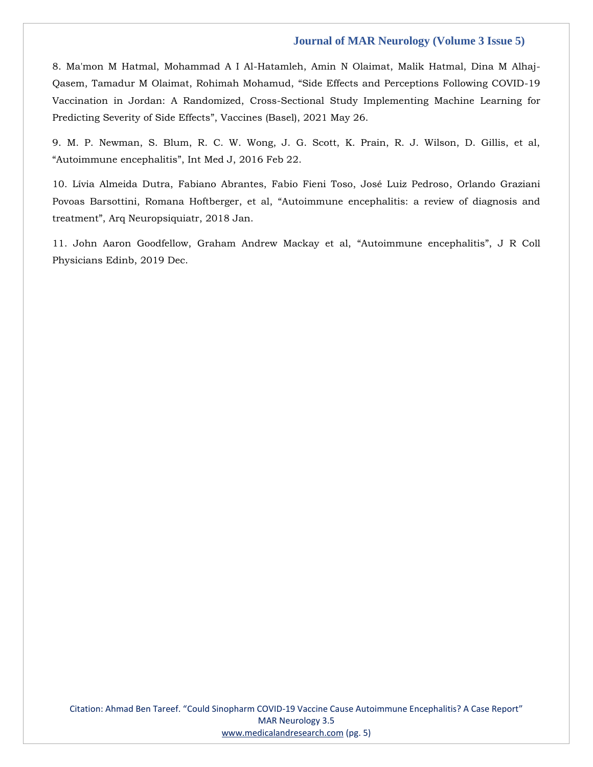8. Ma'mon M Hatmal, Mohammad A I Al-Hatamleh, Amin N Olaimat, Malik Hatmal, Dina M Alhaj-Qasem, Tamadur M Olaimat, Rohimah Mohamud, "Side Effects and Perceptions Following COVID-19 Vaccination in Jordan: A Randomized, Cross-Sectional Study Implementing Machine Learning for Predicting Severity of Side Effects", Vaccines (Basel), 2021 May 26.

9. M. P. Newman, S. Blum, R. C. W. Wong, J. G. Scott, K. Prain, R. J. Wilson, D. Gillis, et al, "Autoimmune encephalitis", Int Med J, 2016 Feb 22.

10. Lívia Almeida Dutra, Fabiano Abrantes, Fabio Fieni Toso, José Luiz Pedroso, Orlando Graziani Povoas Barsottini, Romana Hoftberger, et al, "Autoimmune encephalitis: a review of diagnosis and treatment", Arq Neuropsiquiatr, 2018 Jan.

11. John Aaron Goodfellow, Graham Andrew Mackay et al, "Autoimmune encephalitis", J R Coll Physicians Edinb, 2019 Dec.